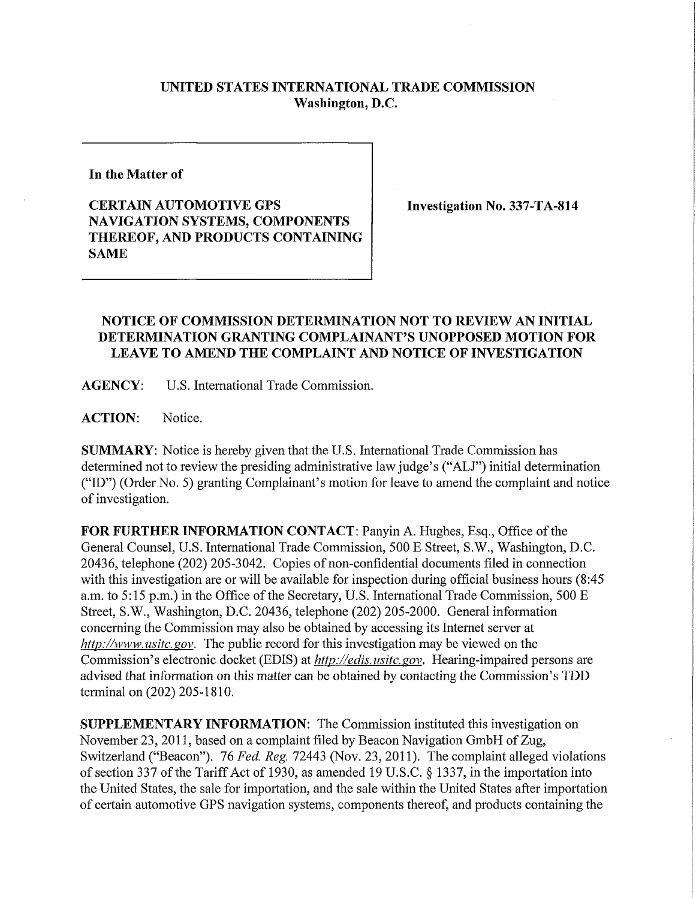**UNITED STATES INTERNATIONAL TRADE COMMISSION**
**Washington, D.C.**

**In the Matter of**

**CERTAIN AUTOMOTIVE GPS NAVIGATION SYSTEMS, COMPONENTS THEREOF, AND PRODUCTS CONTAINING SAME**

**Investigation No. 337-TA-814**

## NOTICE OF COMMISSION DETERMINATION NOT TO REVIEW AN INITIAL DETERMINATION GRANTING COMPLAINANT'S UNOPPOSED MOTION FOR LEAVE TO AMEND THE COMPLAINT AND NOTICE OF INVESTIGATION

**AGENCY**: U.S. International Trade Commission.

**ACTION**: Notice.

**SUMMARY**: Notice is hereby given that the U.S. International Trade Commission has determined not to review the presiding administrative law judge's ("ALJ") initial determination ("ID") (Order No. 5) granting Complainant's motion for leave to amend the complaint and notice of investigation.

**FOR FURTHER INFORMATION CONTACT**: Panyin A. Hughes, Esq., Office of the General Counsel, U.S. International Trade Commission, 500 E Street, S.W., Washington, D.C. 20436, telephone (202) 205-3042. Copies of non-confidential documents filed in connection with this investigation are or will be available for inspection during official business hours (8:45 a.m. to 5:15 p.m.) in the Office of the Secretary, U.S. International Trade Commission, 500 E Street, S.W., Washington, D.C. 20436, telephone (202) 205-2000. General information concerning the Commission may also be obtained by accessing its Internet server at *http://www.usitc.gov*. The public record for this investigation may be viewed on the Commission's electronic docket (EDIS) at *http://edis.usitc.gov*. Hearing-impaired persons are advised that information on this matter can be obtained by contacting the Commission's TDD terminal on (202) 205-1810.

**SUPPLEMENTARY INFORMATION**: The Commission instituted this investigation on November 23, 2011, based on a complaint filed by Beacon Navigation GmbH of Zug, Switzerland ("Beacon"). 76 *Fed. Reg.* 72443 (Nov. 23, 2011). The complaint alleged violations of section 337 of the Tariff Act of 1930, as amended 19 U.S.C. § 1337, in the importation into the United States, the sale for importation, and the sale within the United States after importation of certain automotive GPS navigation systems, components thereof, and products containing the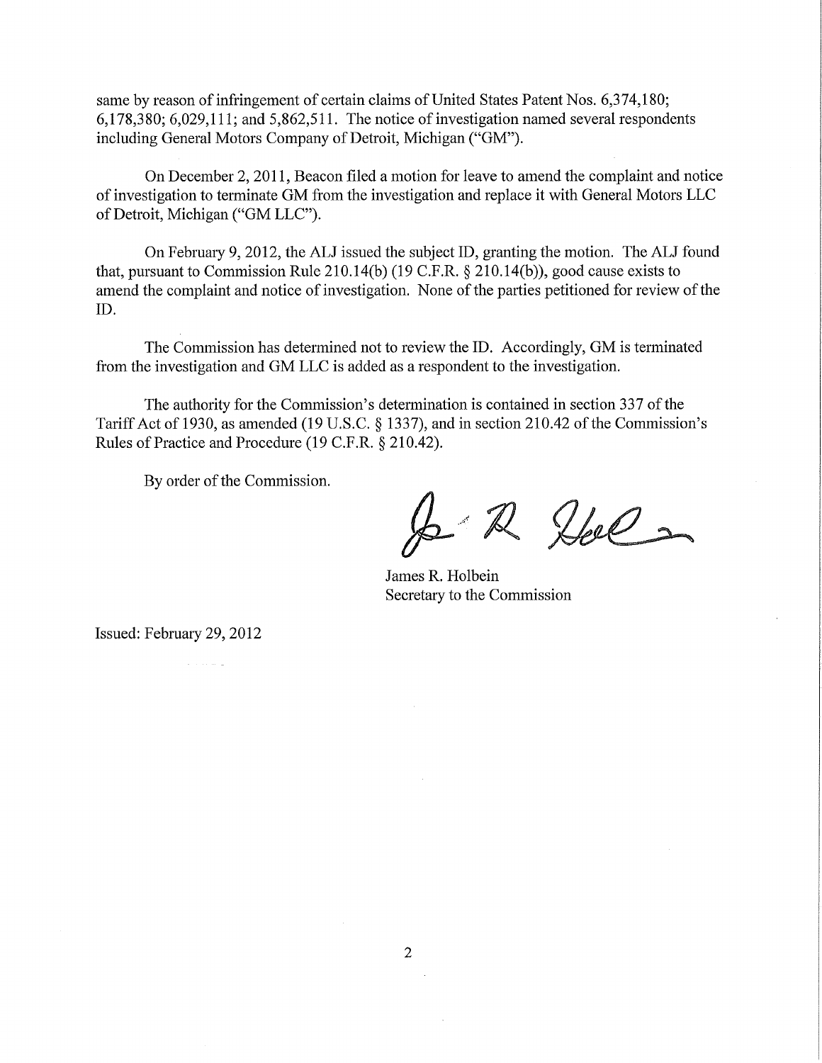same by reason of infringement of certain claims of United States Patent Nos. 6,374,180; 6,178,380; 6,029,111; and 5,862,511. The notice of investigation named several respondents including General Motors Company of Detroit, Michigan ("GM").

On December 2, 2011, Beacon filed a motion for leave to amend the complaint and notice of investigation to terminate GM from the investigation and replace it with General Motors LLC of Detroit, Michigan ("GM LLC").

On February 9, 2012, the ALJ issued the subject ID, granting the motion. The ALJ found that, pursuant to Commission Rule 210.14(b) (19 C.F.R. § 210.14(b)), good cause exists to amend the complaint and notice of investigation. None of the parties petitioned for review of the ID.

The Commission has determined not to review the ID. Accordingly, GM is terminated from the investigation and GM LLC is added as a respondent to the investigation.

The authority for the Commission's determination is contained in section 337 of the Tariff Act of 1930, as amended (19 U.S.C. § 1337), and in section 210.42 of the Commission's Rules of Practice and Procedure (19 C.F.R. § 210.42).

By order of the Commission.

James R. Holbein
Secretary to the Commission

Issued: February 29, 2012